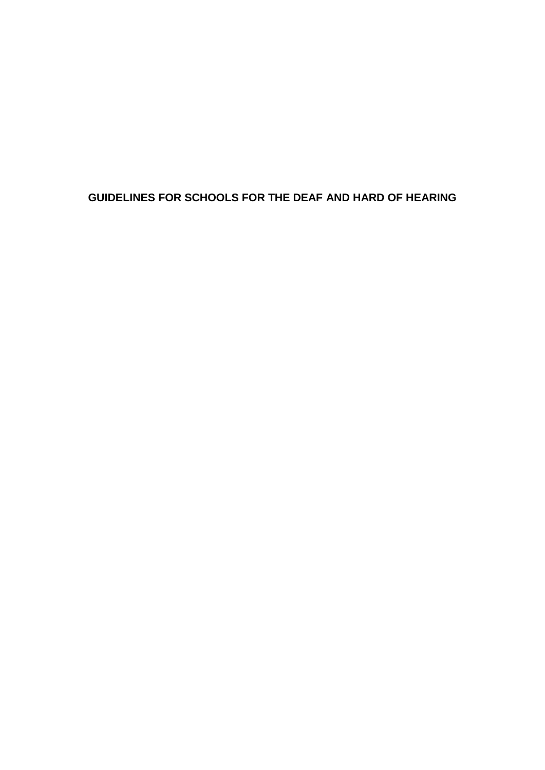# GUIDELINES FOR SCHOOLS FOR THE DEAF AND HARD OF HEARING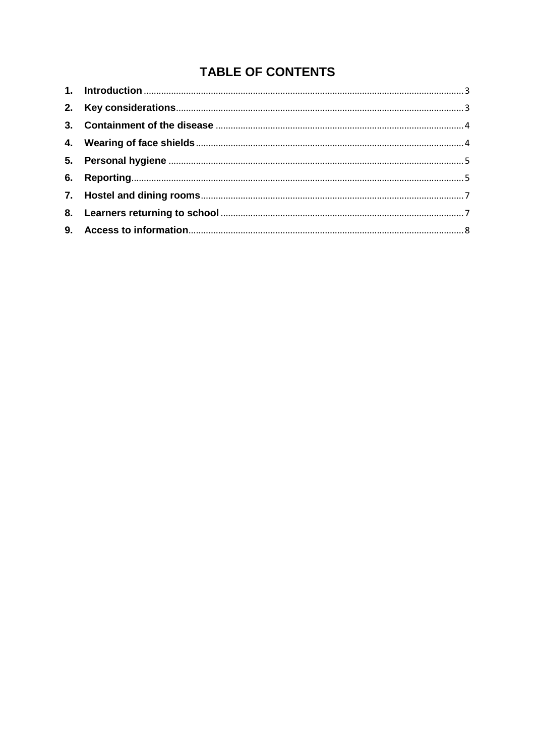# TABLE OF CONTENTS

1. **Introduction** ........ 3
2. **Key considerations** ........ 3
3. **Containment of the disease** ........ 4
4. **Wearing of face shields** ........ 4
5. **Personal hygiene** ........ 5
6. **Reporting** ........ 5
7. **Hostel and dining rooms** ........ 7
8. **Learners returning to school** ........ 7
9. **Access to information** ........ 8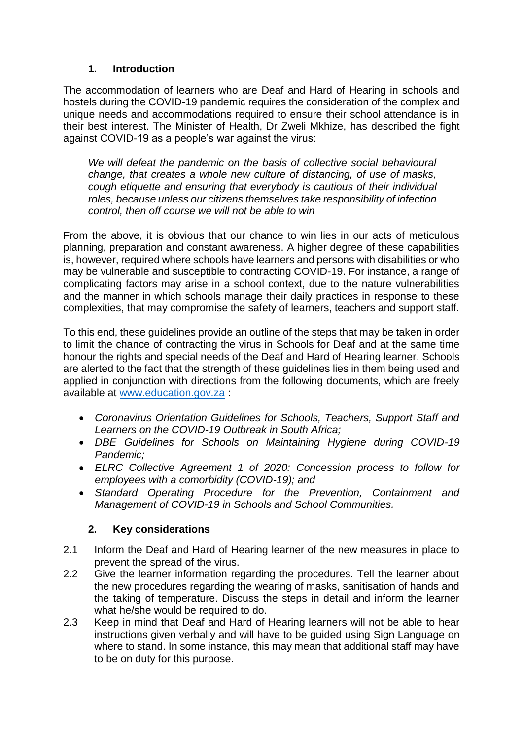## 1. Introduction

The accommodation of learners who are Deaf and Hard of Hearing in schools and hostels during the COVID-19 pandemic requires the consideration of the complex and unique needs and accommodations required to ensure their school attendance is in their best interest. The Minister of Health, Dr Zweli Mkhize, has described the fight against COVID-19 as a people's war against the virus:

> *We will defeat the pandemic on the basis of collective social behavioural change, that creates a whole new culture of distancing, of use of masks, cough etiquette and ensuring that everybody is cautious of their individual roles, because unless our citizens themselves take responsibility of infection control, then off course we will not be able to win*

From the above, it is obvious that our chance to win lies in our acts of meticulous planning, preparation and constant awareness. A higher degree of these capabilities is, however, required where schools have learners and persons with disabilities or who may be vulnerable and susceptible to contracting COVID-19. For instance, a range of complicating factors may arise in a school context, due to the nature vulnerabilities and the manner in which schools manage their daily practices in response to these complexities, that may compromise the safety of learners, teachers and support staff.

To this end, these guidelines provide an outline of the steps that may be taken in order to limit the chance of contracting the virus in Schools for Deaf and at the same time honour the rights and special needs of the Deaf and Hard of Hearing learner. Schools are alerted to the fact that the strength of these guidelines lies in them being used and applied in conjunction with directions from the following documents, which are freely available at www.education.gov.za :

- *Coronavirus Orientation Guidelines for Schools, Teachers, Support Staff and Learners on the COVID-19 Outbreak in South Africa;*
- *DBE Guidelines for Schools on Maintaining Hygiene during COVID-19 Pandemic;*
- *ELRC Collective Agreement 1 of 2020: Concession process to follow for employees with a comorbidity (COVID-19); and*
- *Standard Operating Procedure for the Prevention, Containment and Management of COVID-19 in Schools and School Communities.*

## 2. Key considerations

2.1 Inform the Deaf and Hard of Hearing learner of the new measures in place to prevent the spread of the virus.

2.2 Give the learner information regarding the procedures. Tell the learner about the new procedures regarding the wearing of masks, sanitisation of hands and the taking of temperature. Discuss the steps in detail and inform the learner what he/she would be required to do.

2.3 Keep in mind that Deaf and Hard of Hearing learners will not be able to hear instructions given verbally and will have to be guided using Sign Language on where to stand. In some instance, this may mean that additional staff may have to be on duty for this purpose.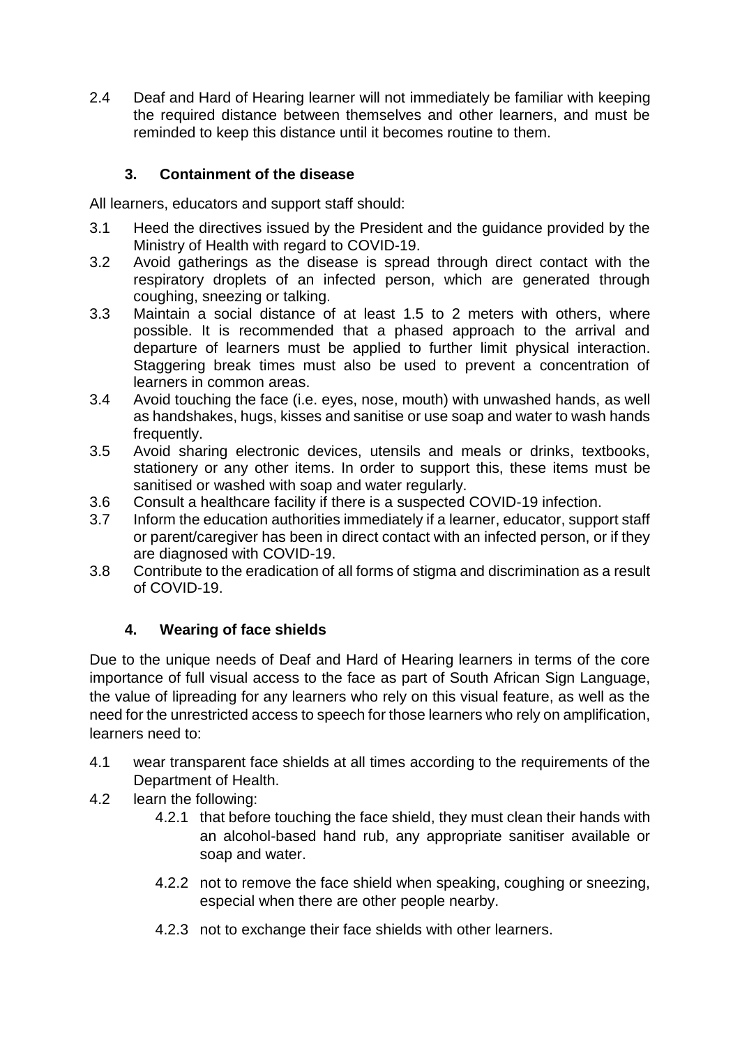2.4 Deaf and Hard of Hearing learner will not immediately be familiar with keeping the required distance between themselves and other learners, and must be reminded to keep this distance until it becomes routine to them.

### 3. Containment of the disease

All learners, educators and support staff should:

3.1 Heed the directives issued by the President and the guidance provided by the Ministry of Health with regard to COVID-19.

3.2 Avoid gatherings as the disease is spread through direct contact with the respiratory droplets of an infected person, which are generated through coughing, sneezing or talking.

3.3 Maintain a social distance of at least 1.5 to 2 meters with others, where possible. It is recommended that a phased approach to the arrival and departure of learners must be applied to further limit physical interaction. Staggering break times must also be used to prevent a concentration of learners in common areas.

3.4 Avoid touching the face (i.e. eyes, nose, mouth) with unwashed hands, as well as handshakes, hugs, kisses and sanitise or use soap and water to wash hands frequently.

3.5 Avoid sharing electronic devices, utensils and meals or drinks, textbooks, stationery or any other items. In order to support this, these items must be sanitised or washed with soap and water regularly.

3.6 Consult a healthcare facility if there is a suspected COVID-19 infection.

3.7 Inform the education authorities immediately if a learner, educator, support staff or parent/caregiver has been in direct contact with an infected person, or if they are diagnosed with COVID-19.

3.8 Contribute to the eradication of all forms of stigma and discrimination as a result of COVID-19.

### 4. Wearing of face shields

Due to the unique needs of Deaf and Hard of Hearing learners in terms of the core importance of full visual access to the face as part of South African Sign Language, the value of lipreading for any learners who rely on this visual feature, as well as the need for the unrestricted access to speech for those learners who rely on amplification, learners need to:

4.1 wear transparent face shields at all times according to the requirements of the Department of Health.

4.2 learn the following:

4.2.1 that before touching the face shield, they must clean their hands with an alcohol-based hand rub, any appropriate sanitiser available or soap and water.

4.2.2 not to remove the face shield when speaking, coughing or sneezing, especial when there are other people nearby.

4.2.3 not to exchange their face shields with other learners.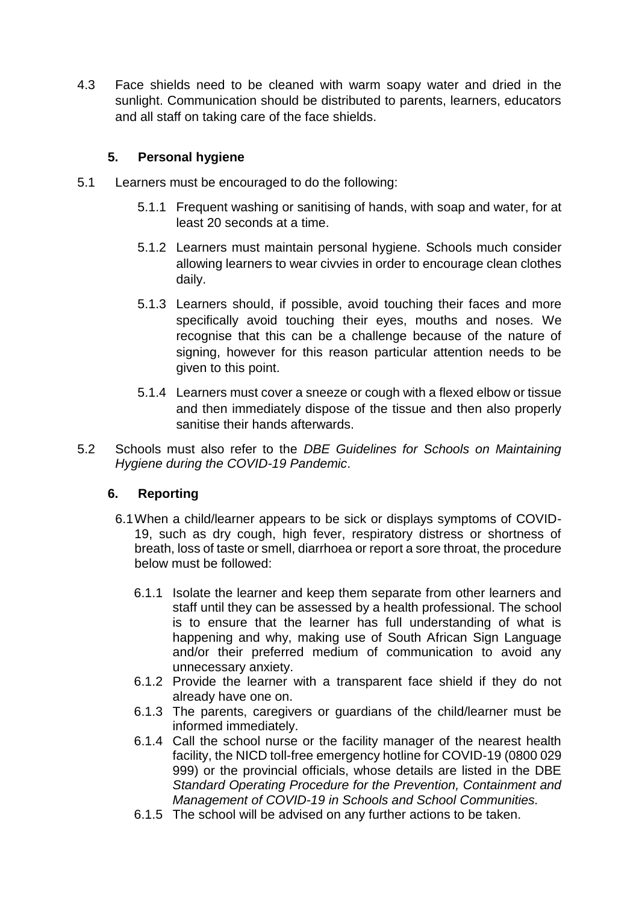4.3 Face shields need to be cleaned with warm soapy water and dried in the sunlight. Communication should be distributed to parents, learners, educators and all staff on taking care of the face shields.

## 5. Personal hygiene

5.1 Learners must be encouraged to do the following:

5.1.1 Frequent washing or sanitising of hands, with soap and water, for at least 20 seconds at a time.

5.1.2 Learners must maintain personal hygiene. Schools much consider allowing learners to wear civvies in order to encourage clean clothes daily.

5.1.3 Learners should, if possible, avoid touching their faces and more specifically avoid touching their eyes, mouths and noses. We recognise that this can be a challenge because of the nature of signing, however for this reason particular attention needs to be given to this point.

5.1.4 Learners must cover a sneeze or cough with a flexed elbow or tissue and then immediately dispose of the tissue and then also properly sanitise their hands afterwards.

5.2 Schools must also refer to the *DBE Guidelines for Schools on Maintaining Hygiene during the COVID-19 Pandemic*.

## 6. Reporting

6.1 When a child/learner appears to be sick or displays symptoms of COVID-19, such as dry cough, high fever, respiratory distress or shortness of breath, loss of taste or smell, diarrhoea or report a sore throat, the procedure below must be followed:

6.1.1 Isolate the learner and keep them separate from other learners and staff until they can be assessed by a health professional. The school is to ensure that the learner has full understanding of what is happening and why, making use of South African Sign Language and/or their preferred medium of communication to avoid any unnecessary anxiety.

6.1.2 Provide the learner with a transparent face shield if they do not already have one on.

6.1.3 The parents, caregivers or guardians of the child/learner must be informed immediately.

6.1.4 Call the school nurse or the facility manager of the nearest health facility, the NICD toll-free emergency hotline for COVID-19 (0800 029 999) or the provincial officials, whose details are listed in the DBE *Standard Operating Procedure for the Prevention, Containment and Management of COVID-19 in Schools and School Communities.*

6.1.5 The school will be advised on any further actions to be taken.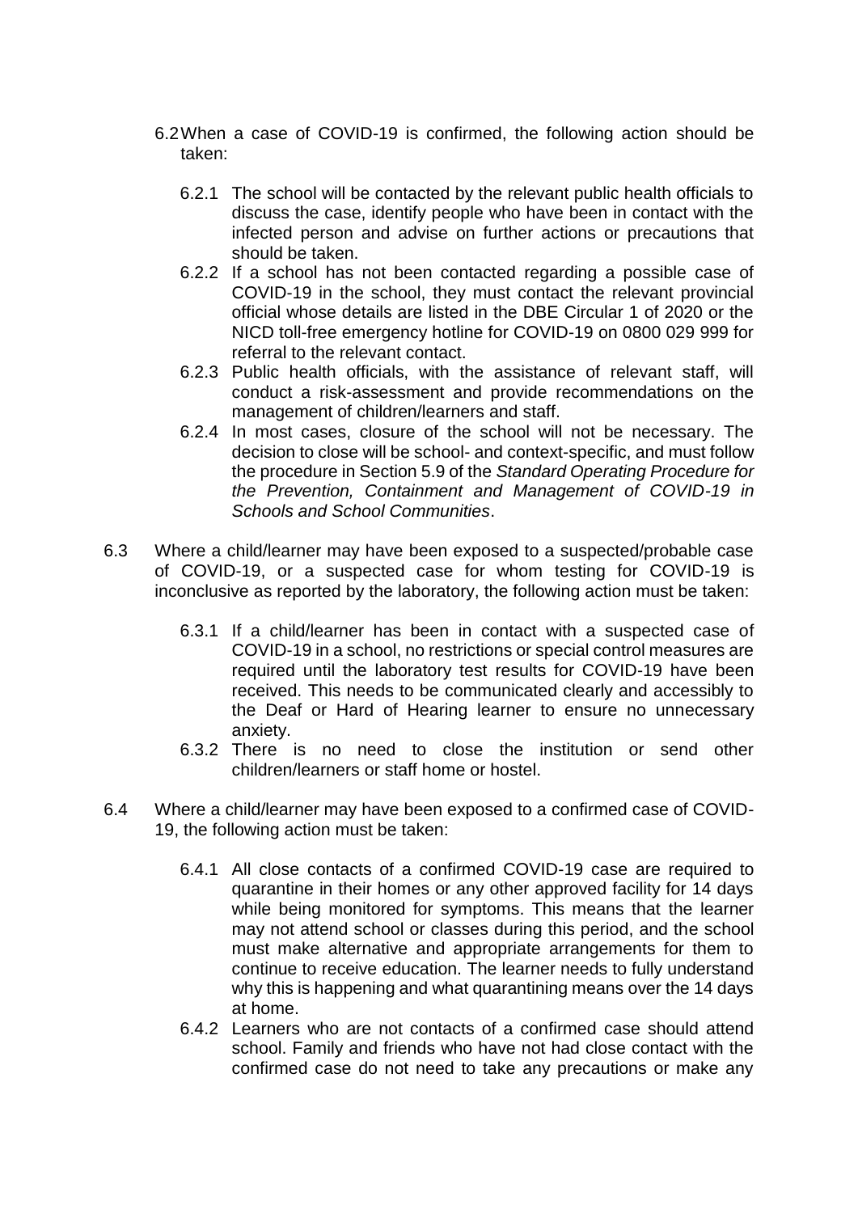6.2 When a case of COVID-19 is confirmed, the following action should be taken:

   6.2.1 The school will be contacted by the relevant public health officials to discuss the case, identify people who have been in contact with the infected person and advise on further actions or precautions that should be taken.

   6.2.2 If a school has not been contacted regarding a possible case of COVID-19 in the school, they must contact the relevant provincial official whose details are listed in the DBE Circular 1 of 2020 or the NICD toll-free emergency hotline for COVID-19 on 0800 029 999 for referral to the relevant contact.

   6.2.3 Public health officials, with the assistance of relevant staff, will conduct a risk-assessment and provide recommendations on the management of children/learners and staff.

   6.2.4 In most cases, closure of the school will not be necessary. The decision to close will be school- and context-specific, and must follow the procedure in Section 5.9 of the *Standard Operating Procedure for the Prevention, Containment and Management of COVID-19 in Schools and School Communities*.

6.3 Where a child/learner may have been exposed to a suspected/probable case of COVID-19, or a suspected case for whom testing for COVID-19 is inconclusive as reported by the laboratory, the following action must be taken:

   6.3.1 If a child/learner has been in contact with a suspected case of COVID-19 in a school, no restrictions or special control measures are required until the laboratory test results for COVID-19 have been received. This needs to be communicated clearly and accessibly to the Deaf or Hard of Hearing learner to ensure no unnecessary anxiety.

   6.3.2 There is no need to close the institution or send other children/learners or staff home or hostel.

6.4 Where a child/learner may have been exposed to a confirmed case of COVID-19, the following action must be taken:

   6.4.1 All close contacts of a confirmed COVID-19 case are required to quarantine in their homes or any other approved facility for 14 days while being monitored for symptoms. This means that the learner may not attend school or classes during this period, and the school must make alternative and appropriate arrangements for them to continue to receive education. The learner needs to fully understand why this is happening and what quarantining means over the 14 days at home.

   6.4.2 Learners who are not contacts of a confirmed case should attend school. Family and friends who have not had close contact with the confirmed case do not need to take any precautions or make any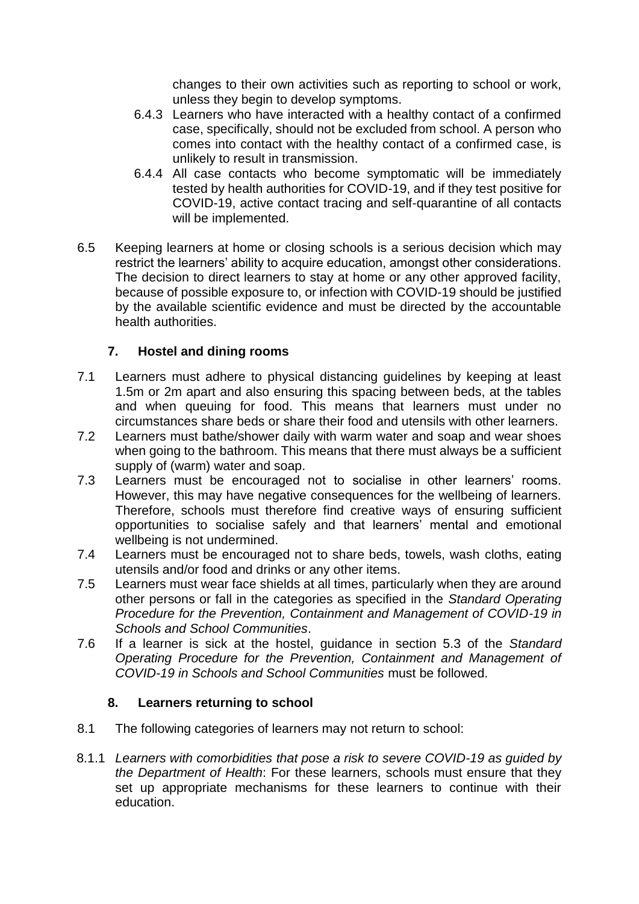changes to their own activities such as reporting to school or work, unless they begin to develop symptoms.

6.4.3 Learners who have interacted with a healthy contact of a confirmed case, specifically, should not be excluded from school. A person who comes into contact with the healthy contact of a confirmed case, is unlikely to result in transmission.

6.4.4 All case contacts who become symptomatic will be immediately tested by health authorities for COVID-19, and if they test positive for COVID-19, active contact tracing and self-quarantine of all contacts will be implemented.

6.5 Keeping learners at home or closing schools is a serious decision which may restrict the learners' ability to acquire education, amongst other considerations. The decision to direct learners to stay at home or any other approved facility, because of possible exposure to, or infection with COVID-19 should be justified by the available scientific evidence and must be directed by the accountable health authorities.

## 7. Hostel and dining rooms

7.1 Learners must adhere to physical distancing guidelines by keeping at least 1.5m or 2m apart and also ensuring this spacing between beds, at the tables and when queuing for food. This means that learners must under no circumstances share beds or share their food and utensils with other learners.

7.2 Learners must bathe/shower daily with warm water and soap and wear shoes when going to the bathroom. This means that there must always be a sufficient supply of (warm) water and soap.

7.3 Learners must be encouraged not to socialise in other learners' rooms. However, this may have negative consequences for the wellbeing of learners. Therefore, schools must therefore find creative ways of ensuring sufficient opportunities to socialise safely and that learners' mental and emotional wellbeing is not undermined.

7.4 Learners must be encouraged not to share beds, towels, wash cloths, eating utensils and/or food and drinks or any other items.

7.5 Learners must wear face shields at all times, particularly when they are around other persons or fall in the categories as specified in the *Standard Operating Procedure for the Prevention, Containment and Management of COVID-19 in Schools and School Communities*.

7.6 If a learner is sick at the hostel, guidance in section 5.3 of the *Standard Operating Procedure for the Prevention, Containment and Management of COVID-19 in Schools and School Communities* must be followed.

## 8. Learners returning to school

8.1 The following categories of learners may not return to school:

8.1.1 *Learners with comorbidities that pose a risk to severe COVID-19 as guided by the Department of Health*: For these learners, schools must ensure that they set up appropriate mechanisms for these learners to continue with their education.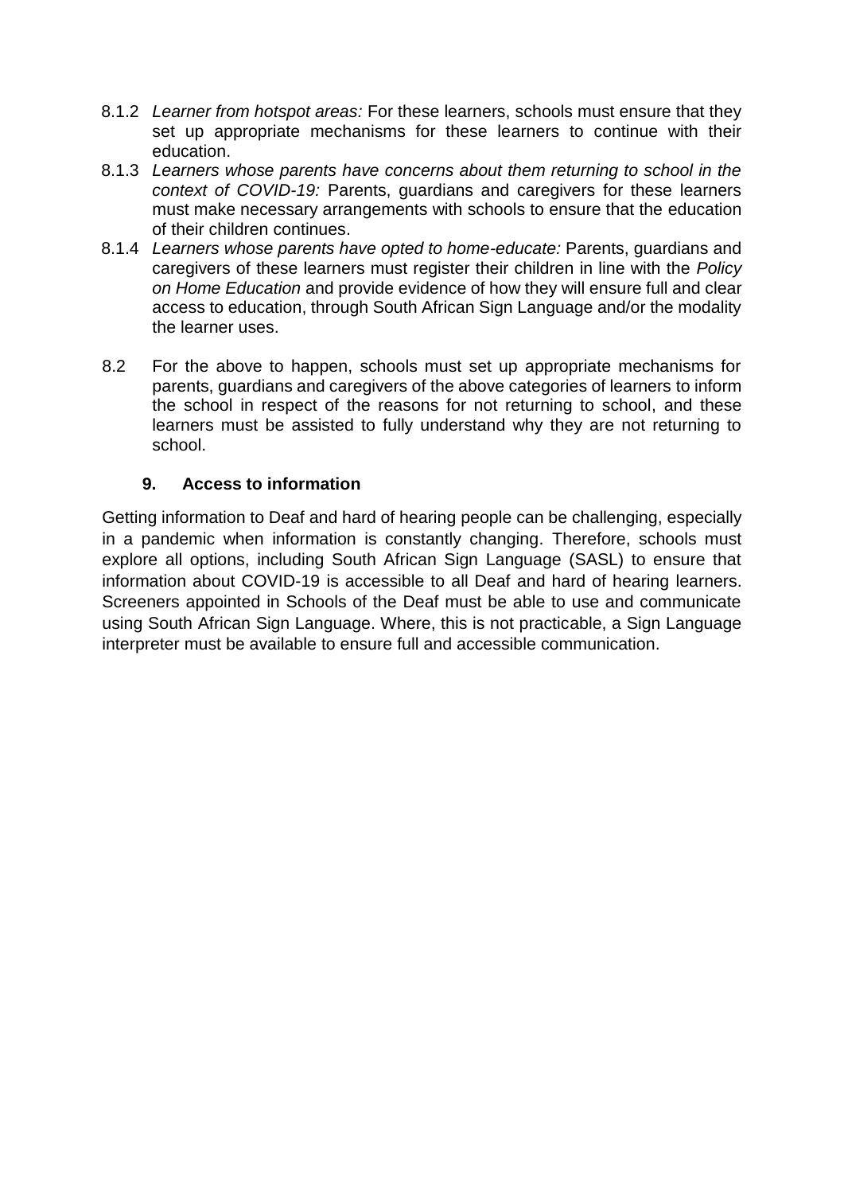8.1.2 *Learner from hotspot areas:* For these learners, schools must ensure that they set up appropriate mechanisms for these learners to continue with their education.

8.1.3 *Learners whose parents have concerns about them returning to school in the context of COVID-19:* Parents, guardians and caregivers for these learners must make necessary arrangements with schools to ensure that the education of their children continues.

8.1.4 *Learners whose parents have opted to home-educate:* Parents, guardians and caregivers of these learners must register their children in line with the *Policy on Home Education* and provide evidence of how they will ensure full and clear access to education, through South African Sign Language and/or the modality the learner uses.

8.2 For the above to happen, schools must set up appropriate mechanisms for parents, guardians and caregivers of the above categories of learners to inform the school in respect of the reasons for not returning to school, and these learners must be assisted to fully understand why they are not returning to school.

## 9. Access to information

Getting information to Deaf and hard of hearing people can be challenging, especially in a pandemic when information is constantly changing. Therefore, schools must explore all options, including South African Sign Language (SASL) to ensure that information about COVID-19 is accessible to all Deaf and hard of hearing learners. Screeners appointed in Schools of the Deaf must be able to use and communicate using South African Sign Language. Where, this is not practicable, a Sign Language interpreter must be available to ensure full and accessible communication.